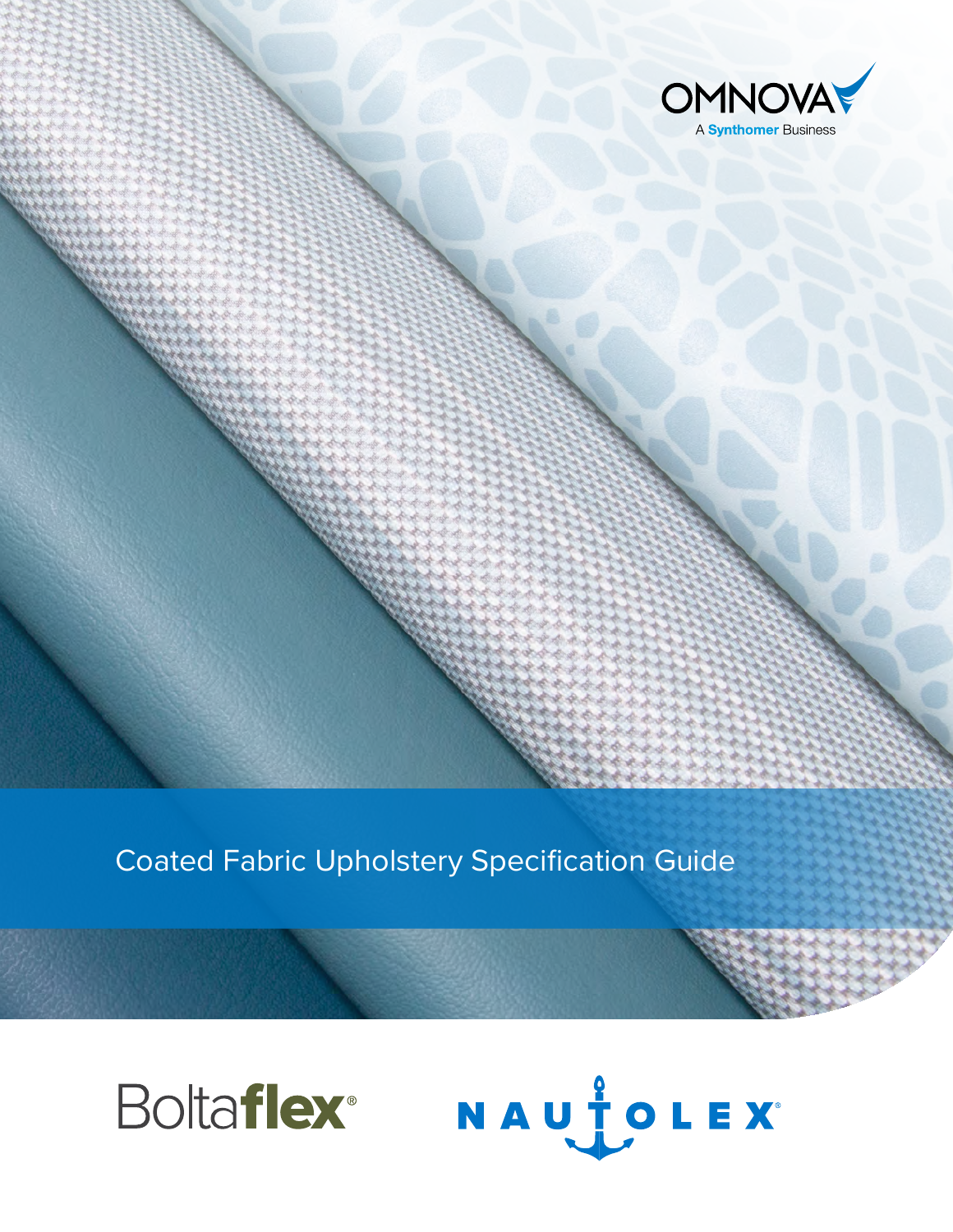OMNOVA

A Synthomer Business

# Coated Fabric Upholstery Specification Guide

Boltaflex®

NAUTOLEX®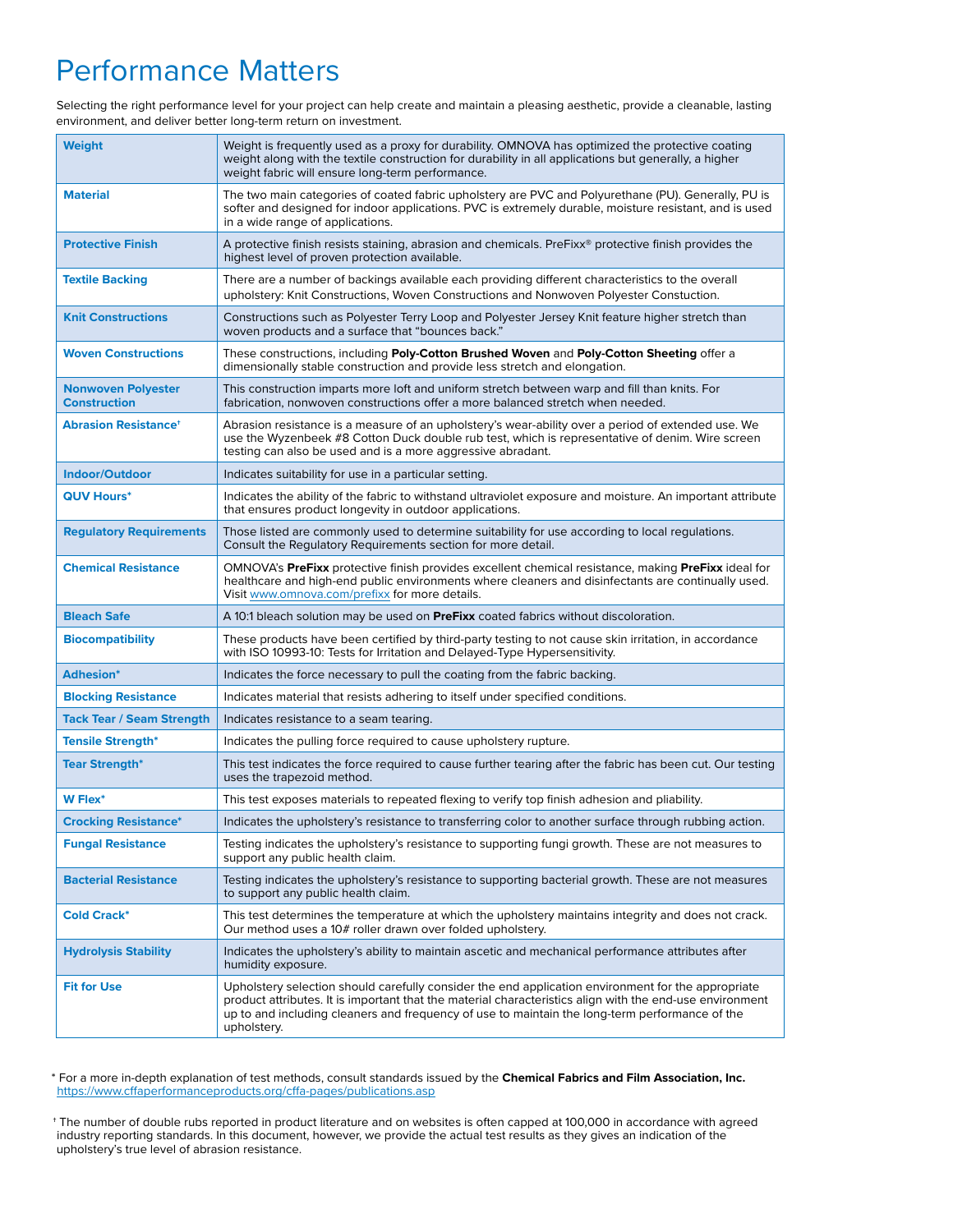# Performance Matters

Selecting the right performance level for your project can help create and maintain a pleasing aesthetic, provide a cleanable, lasting environment, and deliver better long-term return on investment.

| | |
|---|---|
| **Weight** | Weight is frequently used as a proxy for durability. OMNOVA has optimized the protective coating weight along with the textile construction for durability in all applications but generally, a higher weight fabric will ensure long-term performance. |
| **Material** | The two main categories of coated fabric upholstery are PVC and Polyurethane (PU). Generally, PU is softer and designed for indoor applications. PVC is extremely durable, moisture resistant, and is used in a wide range of applications. |
| **Protective Finish** | A protective finish resists staining, abrasion and chemicals. PreFixx® protective finish provides the highest level of proven protection available. |
| **Textile Backing** | There are a number of backings available each providing different characteristics to the overall upholstery: Knit Constructions, Woven Constructions and Nonwoven Polyester Constuction. |
| **Knit Constructions** | Constructions such as Polyester Terry Loop and Polyester Jersey Knit feature higher stretch than woven products and a surface that "bounces back." |
| **Woven Constructions** | These constructions, including **Poly-Cotton Brushed Woven** and **Poly-Cotton Sheeting** offer a dimensionally stable construction and provide less stretch and elongation. |
| **Nonwoven Polyester Construction** | This construction imparts more loft and uniform stretch between warp and fill than knits. For fabrication, nonwoven constructions offer a more balanced stretch when needed. |
| **Abrasion Resistance†** | Abrasion resistance is a measure of an upholstery's wear-ability over a period of extended use. We use the Wyzenbeek #8 Cotton Duck double rub test, which is representative of denim. Wire screen testing can also be used and is a more aggressive abradant. |
| **Indoor/Outdoor** | Indicates suitability for use in a particular setting. |
| **QUV Hours*** | Indicates the ability of the fabric to withstand ultraviolet exposure and moisture. An important attribute that ensures product longevity in outdoor applications. |
| **Regulatory Requirements** | Those listed are commonly used to determine suitability for use according to local regulations. Consult the Regulatory Requirements section for more detail. |
| **Chemical Resistance** | OMNOVA's **PreFixx** protective finish provides excellent chemical resistance, making **PreFixx** ideal for healthcare and high-end public environments where cleaners and disinfectants are continually used. Visit www.omnova.com/prefixx for more details. |
| **Bleach Safe** | A 10:1 bleach solution may be used on **PreFixx** coated fabrics without discoloration. |
| **Biocompatibility** | These products have been certified by third-party testing to not cause skin irritation, in accordance with ISO 10993-10: Tests for Irritation and Delayed-Type Hypersensitivity. |
| **Adhesion*** | Indicates the force necessary to pull the coating from the fabric backing. |
| **Blocking Resistance** | Indicates material that resists adhering to itself under specified conditions. |
| **Tack Tear / Seam Strength** | Indicates resistance to a seam tearing. |
| **Tensile Strength*** | Indicates the pulling force required to cause upholstery rupture. |
| **Tear Strength*** | This test indicates the force required to cause further tearing after the fabric has been cut. Our testing uses the trapezoid method. |
| **W Flex*** | This test exposes materials to repeated flexing to verify top finish adhesion and pliability. |
| **Crocking Resistance*** | Indicates the upholstery's resistance to transferring color to another surface through rubbing action. |
| **Fungal Resistance** | Testing indicates the upholstery's resistance to supporting fungi growth. These are not measures to support any public health claim. |
| **Bacterial Resistance** | Testing indicates the upholstery's resistance to supporting bacterial growth. These are not measures to support any public health claim. |
| **Cold Crack*** | This test determines the temperature at which the upholstery maintains integrity and does not crack. Our method uses a 10# roller drawn over folded upholstery. |
| **Hydrolysis Stability** | Indicates the upholstery's ability to maintain ascetic and mechanical performance attributes after humidity exposure. |
| **Fit for Use** | Upholstery selection should carefully consider the end application environment for the appropriate product attributes. It is important that the material characteristics align with the end-use environment up to and including cleaners and frequency of use to maintain the long-term performance of the upholstery. |

\* For a more in-depth explanation of test methods, consult standards issued by the **Chemical Fabrics and Film Association, Inc.** https://www.cffaperformanceproducts.org/cffa-pages/publications.asp

† The number of double rubs reported in product literature and on websites is often capped at 100,000 in accordance with agreed industry reporting standards. In this document, however, we provide the actual test results as they gives an indication of the upholstery's true level of abrasion resistance.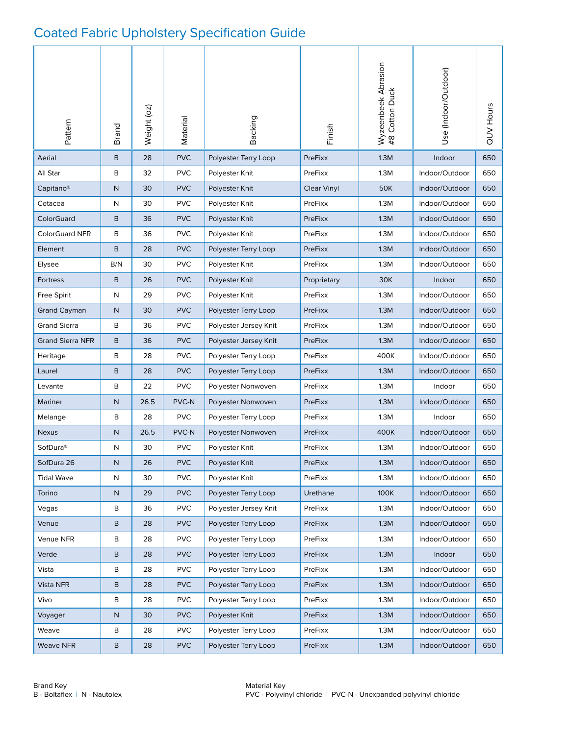# Coated Fabric Upholstery Specification Guide

| Pattern | Brand | Weight (oz) | Material | Backing | Finish | Wyzeenbeek Abrasion #8 Cotton Duck | Use (Indoor/Outdoor) | QUV Hours |
|---|---|---|---|---|---|---|---|---|
| Aerial | B | 28 | PVC | Polyester Terry Loop | PreFixx | 1.3M | Indoor | 650 |
| All Star | B | 32 | PVC | Polyester Knit | PreFixx | 1.3M | Indoor/Outdoor | 650 |
| Capitano® | N | 30 | PVC | Polyester Knit | Clear Vinyl | 50K | Indoor/Outdoor | 650 |
| Cetacea | N | 30 | PVC | Polyester Knit | PreFixx | 1.3M | Indoor/Outdoor | 650 |
| ColorGuard | B | 36 | PVC | Polyester Knit | PreFixx | 1.3M | Indoor/Outdoor | 650 |
| ColorGuard NFR | B | 36 | PVC | Polyester Knit | PreFixx | 1.3M | Indoor/Outdoor | 650 |
| Element | B | 28 | PVC | Polyester Terry Loop | PreFixx | 1.3M | Indoor/Outdoor | 650 |
| Elysee | B/N | 30 | PVC | Polyester Knit | PreFixx | 1.3M | Indoor/Outdoor | 650 |
| Fortress | B | 26 | PVC | Polyester Knit | Proprietary | 30K | Indoor | 650 |
| Free Spirit | N | 29 | PVC | Polyester Knit | PreFixx | 1.3M | Indoor/Outdoor | 650 |
| Grand Cayman | N | 30 | PVC | Polyester Terry Loop | PreFixx | 1.3M | Indoor/Outdoor | 650 |
| Grand Sierra | B | 36 | PVC | Polyester Jersey Knit | PreFixx | 1.3M | Indoor/Outdoor | 650 |
| Grand Sierra NFR | B | 36 | PVC | Polyester Jersey Knit | PreFixx | 1.3M | Indoor/Outdoor | 650 |
| Heritage | B | 28 | PVC | Polyester Terry Loop | PreFixx | 400K | Indoor/Outdoor | 650 |
| Laurel | B | 28 | PVC | Polyester Terry Loop | PreFixx | 1.3M | Indoor/Outdoor | 650 |
| Levante | B | 22 | PVC | Polyester Nonwoven | PreFixx | 1.3M | Indoor | 650 |
| Mariner | N | 26.5 | PVC-N | Polyester Nonwoven | PreFixx | 1.3M | Indoor/Outdoor | 650 |
| Melange | B | 28 | PVC | Polyester Terry Loop | PreFixx | 1.3M | Indoor | 650 |
| Nexus | N | 26.5 | PVC-N | Polyester Nonwoven | PreFixx | 400K | Indoor/Outdoor | 650 |
| SofDura® | N | 30 | PVC | Polyester Knit | PreFixx | 1.3M | Indoor/Outdoor | 650 |
| SofDura 26 | N | 26 | PVC | Polyester Knit | PreFixx | 1.3M | Indoor/Outdoor | 650 |
| Tidal Wave | N | 30 | PVC | Polyester Knit | PreFixx | 1.3M | Indoor/Outdoor | 650 |
| Torino | N | 29 | PVC | Polyester Terry Loop | Urethane | 100K | Indoor/Outdoor | 650 |
| Vegas | B | 36 | PVC | Polyester Jersey Knit | PreFixx | 1.3M | Indoor/Outdoor | 650 |
| Venue | B | 28 | PVC | Polyester Terry Loop | PreFixx | 1.3M | Indoor/Outdoor | 650 |
| Venue NFR | B | 28 | PVC | Polyester Terry Loop | PreFixx | 1.3M | Indoor/Outdoor | 650 |
| Verde | B | 28 | PVC | Polyester Terry Loop | PreFixx | 1.3M | Indoor | 650 |
| Vista | B | 28 | PVC | Polyester Terry Loop | PreFixx | 1.3M | Indoor/Outdoor | 650 |
| Vista NFR | B | 28 | PVC | Polyester Terry Loop | PreFixx | 1.3M | Indoor/Outdoor | 650 |
| Vivo | B | 28 | PVC | Polyester Terry Loop | PreFixx | 1.3M | Indoor/Outdoor | 650 |
| Voyager | N | 30 | PVC | Polyester Knit | PreFixx | 1.3M | Indoor/Outdoor | 650 |
| Weave | B | 28 | PVC | Polyester Terry Loop | PreFixx | 1.3M | Indoor/Outdoor | 650 |
| Weave NFR | B | 28 | PVC | Polyester Terry Loop | PreFixx | 1.3M | Indoor/Outdoor | 650 |

Brand Key
B - Boltaflex | N - Nautolex

Material Key
PVC - Polyvinyl chloride | PVC-N - Unexpanded polyvinyl chloride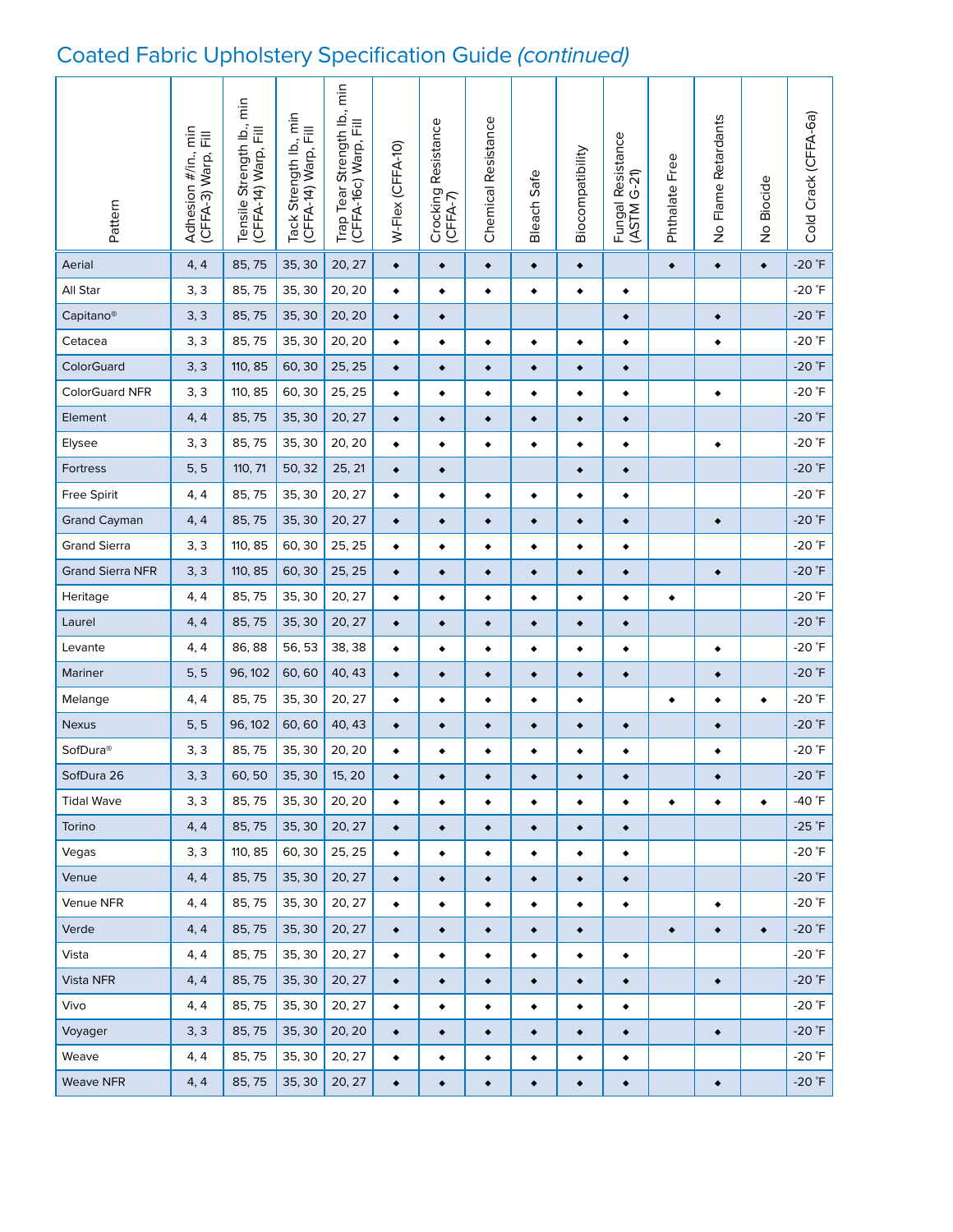## Coated Fabric Upholstery Specification Guide *(continued)*

| Pattern | Adhesion #/in., min (CFFA-3) Warp, Fill | Tensile Strength lb., min (CFFA-14) Warp, Fill | Tack Strength lb., min (CFFA-14) Warp, Fill | Trap Tear Strength lb., min (CFFA-16c) Warp, Fill | W-Flex (CFFA-10) | Crocking Resistance (CFFA-7) | Chemical Resistance | Bleach Safe | Biocompatibility | Fungal Resistance (ASTM G-21) | Phthalate Free | No Flame Retardants | No Biocide | Cold Crack (CFFA-6a) |
|---|---|---|---|---|---|---|---|---|---|---|---|---|---|---|
| Aerial | 4, 4 | 85, 75 | 35, 30 | 20, 27 | ◆ | ◆ | ◆ | ◆ | ◆ | | ◆ | ◆ | ◆ | -20 °F |
| All Star | 3, 3 | 85, 75 | 35, 30 | 20, 20 | ◆ | ◆ | ◆ | ◆ | ◆ | ◆ | | | | -20 °F |
| Capitano® | 3, 3 | 85, 75 | 35, 30 | 20, 20 | ◆ | ◆ | | | | ◆ | | ◆ | | -20 °F |
| Cetacea | 3, 3 | 85, 75 | 35, 30 | 20, 20 | ◆ | ◆ | ◆ | ◆ | ◆ | ◆ | | ◆ | | -20 °F |
| ColorGuard | 3, 3 | 110, 85 | 60, 30 | 25, 25 | ◆ | ◆ | ◆ | ◆ | ◆ | ◆ | | | | -20 °F |
| ColorGuard NFR | 3, 3 | 110, 85 | 60, 30 | 25, 25 | ◆ | ◆ | ◆ | ◆ | ◆ | ◆ | | ◆ | | -20 °F |
| Element | 4, 4 | 85, 75 | 35, 30 | 20, 27 | ◆ | ◆ | ◆ | ◆ | ◆ | ◆ | | | | -20 °F |
| Elysee | 3, 3 | 85, 75 | 35, 30 | 20, 20 | ◆ | ◆ | ◆ | ◆ | ◆ | ◆ | | ◆ | | -20 °F |
| Fortress | 5, 5 | 110, 71 | 50, 32 | 25, 21 | ◆ | ◆ | | | ◆ | ◆ | | | | -20 °F |
| Free Spirit | 4, 4 | 85, 75 | 35, 30 | 20, 27 | ◆ | ◆ | ◆ | ◆ | ◆ | ◆ | | | | -20 °F |
| Grand Cayman | 4, 4 | 85, 75 | 35, 30 | 20, 27 | ◆ | ◆ | ◆ | ◆ | ◆ | ◆ | | ◆ | | -20 °F |
| Grand Sierra | 3, 3 | 110, 85 | 60, 30 | 25, 25 | ◆ | ◆ | ◆ | ◆ | ◆ | ◆ | | | | -20 °F |
| Grand Sierra NFR | 3, 3 | 110, 85 | 60, 30 | 25, 25 | ◆ | ◆ | ◆ | ◆ | ◆ | ◆ | | ◆ | | -20 °F |
| Heritage | 4, 4 | 85, 75 | 35, 30 | 20, 27 | ◆ | ◆ | ◆ | ◆ | ◆ | ◆ | ◆ | | | -20 °F |
| Laurel | 4, 4 | 85, 75 | 35, 30 | 20, 27 | ◆ | ◆ | ◆ | ◆ | ◆ | ◆ | | | | -20 °F |
| Levante | 4, 4 | 86, 88 | 56, 53 | 38, 38 | ◆ | ◆ | ◆ | ◆ | ◆ | ◆ | | ◆ | | -20 °F |
| Mariner | 5, 5 | 96, 102 | 60, 60 | 40, 43 | ◆ | ◆ | ◆ | ◆ | ◆ | ◆ | | ◆ | | -20 °F |
| Melange | 4, 4 | 85, 75 | 35, 30 | 20, 27 | ◆ | ◆ | ◆ | ◆ | ◆ | | ◆ | ◆ | ◆ | -20 °F |
| Nexus | 5, 5 | 96, 102 | 60, 60 | 40, 43 | ◆ | ◆ | ◆ | ◆ | ◆ | ◆ | | ◆ | | -20 °F |
| SofDura® | 3, 3 | 85, 75 | 35, 30 | 20, 20 | ◆ | ◆ | ◆ | ◆ | ◆ | ◆ | | ◆ | | -20 °F |
| SofDura 26 | 3, 3 | 60, 50 | 35, 30 | 15, 20 | ◆ | ◆ | ◆ | ◆ | ◆ | ◆ | | ◆ | | -20 °F |
| Tidal Wave | 3, 3 | 85, 75 | 35, 30 | 20, 20 | ◆ | ◆ | ◆ | ◆ | ◆ | ◆ | ◆ | ◆ | ◆ | -40 °F |
| Torino | 4, 4 | 85, 75 | 35, 30 | 20, 27 | ◆ | ◆ | ◆ | ◆ | ◆ | ◆ | | | | -25 °F |
| Vegas | 3, 3 | 110, 85 | 60, 30 | 25, 25 | ◆ | ◆ | ◆ | ◆ | ◆ | ◆ | | | | -20 °F |
| Venue | 4, 4 | 85, 75 | 35, 30 | 20, 27 | ◆ | ◆ | ◆ | ◆ | ◆ | ◆ | | | | -20 °F |
| Venue NFR | 4, 4 | 85, 75 | 35, 30 | 20, 27 | ◆ | ◆ | ◆ | ◆ | ◆ | ◆ | | ◆ | | -20 °F |
| Verde | 4, 4 | 85, 75 | 35, 30 | 20, 27 | ◆ | ◆ | ◆ | ◆ | ◆ | | ◆ | ◆ | ◆ | -20 °F |
| Vista | 4, 4 | 85, 75 | 35, 30 | 20, 27 | ◆ | ◆ | ◆ | ◆ | ◆ | ◆ | | | | -20 °F |
| Vista NFR | 4, 4 | 85, 75 | 35, 30 | 20, 27 | ◆ | ◆ | ◆ | ◆ | ◆ | ◆ | | ◆ | | -20 °F |
| Vivo | 4, 4 | 85, 75 | 35, 30 | 20, 27 | ◆ | ◆ | ◆ | ◆ | ◆ | ◆ | | | | -20 °F |
| Voyager | 3, 3 | 85, 75 | 35, 30 | 20, 20 | ◆ | ◆ | ◆ | ◆ | ◆ | ◆ | | ◆ | | -20 °F |
| Weave | 4, 4 | 85, 75 | 35, 30 | 20, 27 | ◆ | ◆ | ◆ | ◆ | ◆ | ◆ | | | | -20 °F |
| Weave NFR | 4, 4 | 85, 75 | 35, 30 | 20, 27 | ◆ | ◆ | ◆ | ◆ | ◆ | ◆ | | ◆ | | -20 °F |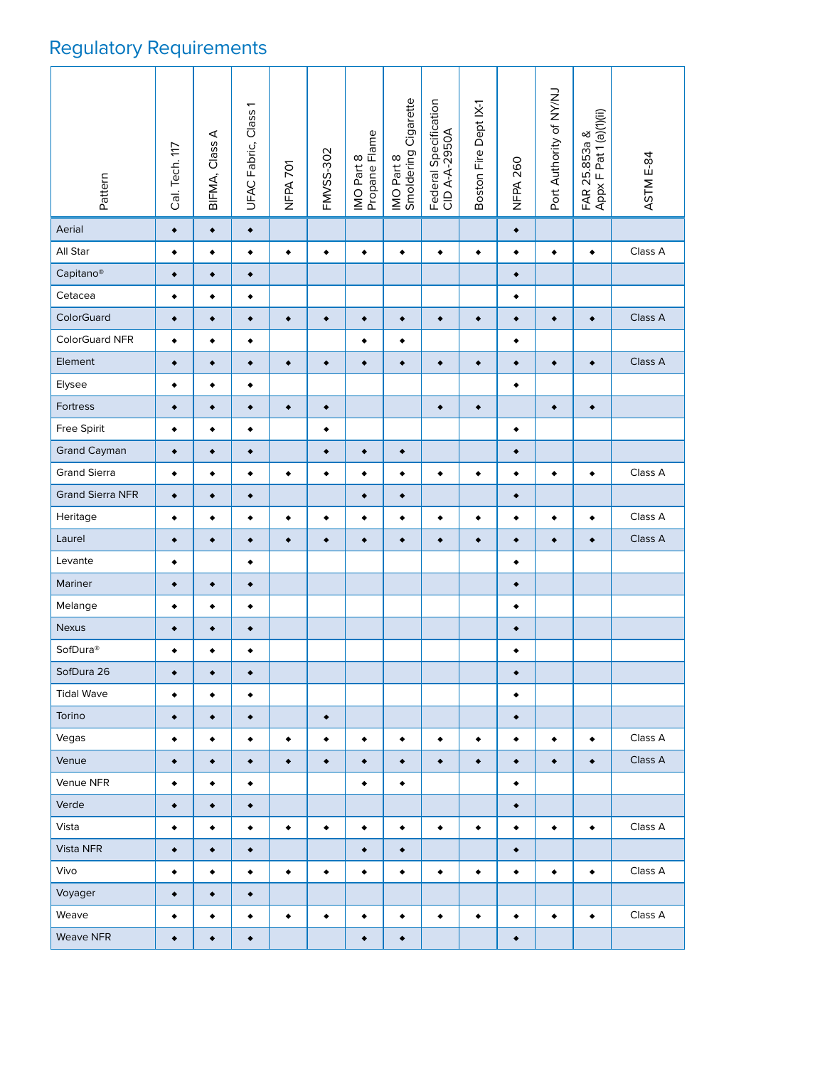## Regulatory Requirements

| Pattern | Cal. Tech. 117 | BIFMA, Class A | UFAC Fabric, Class 1 | NFPA 701 | FMVSS-302 | IMO Part 8 Propane Flame | IMO Part 8 Smoldering Cigarette | Federal Specification CID A-A-2950A | Boston Fire Dept IX-1 | NFPA 260 | Port Authority of NY/NJ | FAR 25.853a & Appx F Pat 1 (a)(1)(ii) | ASTM E-84 |
|---|---|---|---|---|---|---|---|---|---|---|---|---|---|
| Aerial | ◆ | ◆ | ◆ | | | | | | | ◆ | | | |
| All Star | ◆ | ◆ | ◆ | ◆ | ◆ | ◆ | ◆ | ◆ | ◆ | ◆ | ◆ | ◆ | Class A |
| Capitano® | ◆ | ◆ | ◆ | | | | | | | ◆ | | | |
| Cetacea | ◆ | ◆ | ◆ | | | | | | | ◆ | | | |
| ColorGuard | ◆ | ◆ | ◆ | ◆ | ◆ | ◆ | ◆ | ◆ | ◆ | ◆ | ◆ | ◆ | Class A |
| ColorGuard NFR | ◆ | ◆ | ◆ | | | ◆ | ◆ | | | ◆ | | | |
| Element | ◆ | ◆ | ◆ | ◆ | ◆ | ◆ | ◆ | ◆ | ◆ | ◆ | ◆ | ◆ | Class A |
| Elysee | ◆ | ◆ | ◆ | | | | | | | ◆ | | | |
| Fortress | ◆ | ◆ | ◆ | ◆ | ◆ | | | ◆ | ◆ | | ◆ | ◆ | |
| Free Spirit | ◆ | ◆ | ◆ | | ◆ | | | | | ◆ | | | |
| Grand Cayman | ◆ | ◆ | ◆ | | ◆ | ◆ | ◆ | | | ◆ | | | |
| Grand Sierra | ◆ | ◆ | ◆ | ◆ | ◆ | ◆ | ◆ | ◆ | ◆ | ◆ | ◆ | ◆ | Class A |
| Grand Sierra NFR | ◆ | ◆ | ◆ | | | ◆ | ◆ | | | ◆ | | | |
| Heritage | ◆ | ◆ | ◆ | ◆ | ◆ | ◆ | ◆ | ◆ | ◆ | ◆ | ◆ | ◆ | Class A |
| Laurel | ◆ | ◆ | ◆ | ◆ | ◆ | ◆ | ◆ | ◆ | ◆ | ◆ | ◆ | ◆ | Class A |
| Levante | ◆ | | ◆ | | | | | | | ◆ | | | |
| Mariner | ◆ | ◆ | ◆ | | | | | | | ◆ | | | |
| Melange | ◆ | ◆ | ◆ | | | | | | | ◆ | | | |
| Nexus | ◆ | ◆ | ◆ | | | | | | | ◆ | | | |
| SofDura® | ◆ | ◆ | ◆ | | | | | | | ◆ | | | |
| SofDura 26 | ◆ | ◆ | ◆ | | | | | | | ◆ | | | |
| Tidal Wave | ◆ | ◆ | ◆ | | | | | | | ◆ | | | |
| Torino | ◆ | ◆ | ◆ | | ◆ | | | | | ◆ | | | |
| Vegas | ◆ | ◆ | ◆ | ◆ | ◆ | ◆ | ◆ | ◆ | ◆ | ◆ | ◆ | ◆ | Class A |
| Venue | ◆ | ◆ | ◆ | ◆ | ◆ | ◆ | ◆ | ◆ | ◆ | ◆ | ◆ | ◆ | Class A |
| Venue NFR | ◆ | ◆ | ◆ | | | ◆ | ◆ | | | ◆ | | | |
| Verde | ◆ | ◆ | ◆ | | | | | | | ◆ | | | |
| Vista | ◆ | ◆ | ◆ | ◆ | ◆ | ◆ | ◆ | ◆ | ◆ | ◆ | ◆ | ◆ | Class A |
| Vista NFR | ◆ | ◆ | ◆ | | | ◆ | ◆ | | | ◆ | | | |
| Vivo | ◆ | ◆ | ◆ | ◆ | ◆ | ◆ | ◆ | ◆ | ◆ | ◆ | ◆ | ◆ | Class A |
| Voyager | ◆ | ◆ | ◆ | | | | | | | | | | |
| Weave | ◆ | ◆ | ◆ | ◆ | ◆ | ◆ | ◆ | ◆ | ◆ | ◆ | ◆ | ◆ | Class A |
| Weave NFR | ◆ | ◆ | ◆ | | | ◆ | ◆ | | | ◆ | | | |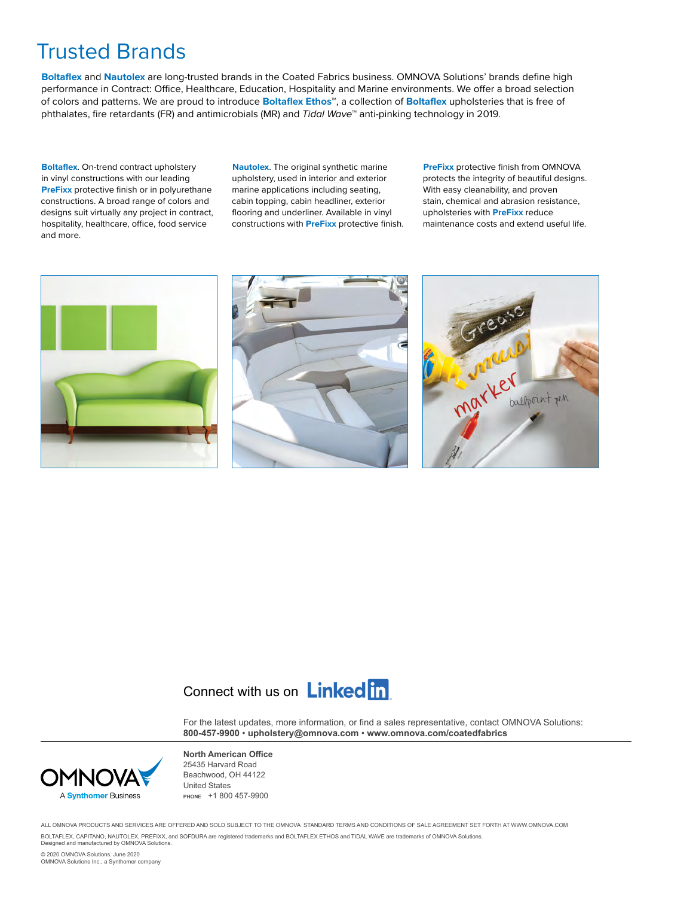# Trusted Brands

**Boltaflex** and **Nautolex** are long-trusted brands in the Coated Fabrics business. OMNOVA Solutions' brands define high performance in Contract: Office, Healthcare, Education, Hospitality and Marine environments. We offer a broad selection of colors and patterns. We are proud to introduce **Boltaflex Ethos**™, a collection of **Boltaflex** upholsteries that is free of phthalates, fire retardants (FR) and antimicrobials (MR) and *Tidal Wave*™ anti-pinking technology in 2019.

**Boltaflex**. On-trend contract upholstery in vinyl constructions with our leading **PreFixx** protective finish or in polyurethane constructions. A broad range of colors and designs suit virtually any project in contract, hospitality, healthcare, office, food service and more.

**Nautolex**. The original synthetic marine upholstery, used in interior and exterior marine applications including seating, cabin topping, cabin headliner, exterior flooring and underliner. Available in vinyl constructions with **PreFixx** protective finish.

**PreFixx** protective finish from OMNOVA protects the integrity of beautiful designs. With easy cleanability, and proven stain, chemical and abrasion resistance, upholsteries with **PreFixx** reduce maintenance costs and extend useful life.

Connect with us on LinkedIn

For the latest updates, more information, or find a sales representative, contact OMNOVA Solutions:
**800-457-9900 • upholstery@omnova.com • www.omnova.com/coatedfabrics**

OMNOVA
A Synthomer Business

**North American Office**
25435 Harvard Road
Beachwood, OH 44122
United States
PHONE +1 800 457-9900

ALL OMNOVA PRODUCTS AND SERVICES ARE OFFERED AND SOLD SUBJECT TO THE OMNOVA STANDARD TERMS AND CONDITIONS OF SALE AGREEMENT SET FORTH AT WWW.OMNOVA.COM

BOLTAFLEX, CAPITANO, NAUTOLEX, PREFIXX, and SOFDURA are registered trademarks and BOLTAFLEX ETHOS and TIDAL WAVE are trademarks of OMNOVA Solutions.
Designed and manufactured by OMNOVA Solutions.

© 2020 OMNOVA Solutions. June 2020
OMNOVA Solutions Inc., a Synthomer company